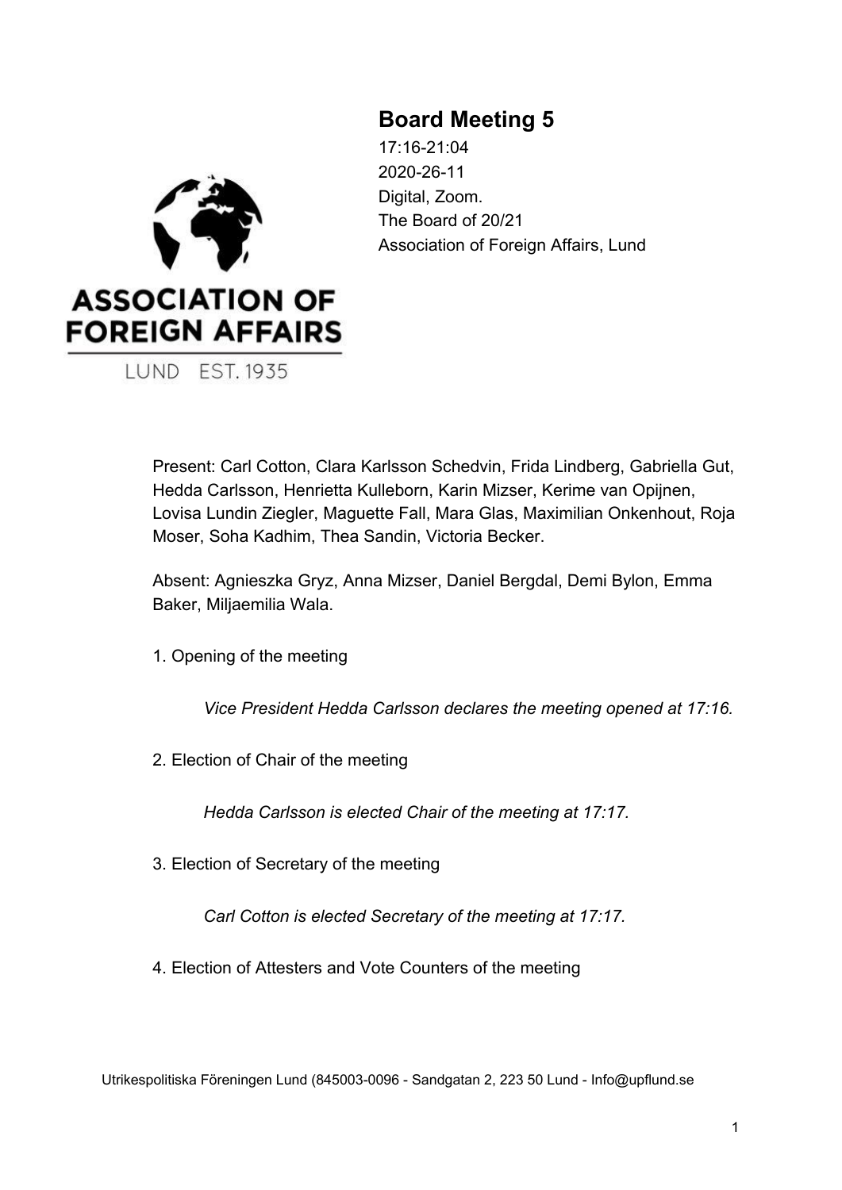# Board Meeting 5

17:16-21:04
2020-26-11
Digital, Zoom.
The Board of 20/21
Association of Foreign Affairs, Lund

Present: Carl Cotton, Clara Karlsson Schedvin, Frida Lindberg, Gabriella Gut, Hedda Carlsson, Henrietta Kulleborn, Karin Mizser, Kerime van Opijnen, Lovisa Lundin Ziegler, Maguette Fall, Mara Glas, Maximilian Onkenhout, Roja Moser, Soha Kadhim, Thea Sandin, Victoria Becker.

Absent: Agnieszka Gryz, Anna Mizser, Daniel Bergdal, Demi Bylon, Emma Baker, Miljaemilia Wala.

1. Opening of the meeting

    *Vice President Hedda Carlsson declares the meeting opened at 17:16.*

2. Election of Chair of the meeting

    *Hedda Carlsson is elected Chair of the meeting at 17:17.*

3. Election of Secretary of the meeting

    *Carl Cotton is elected Secretary of the meeting at 17:17.*

4. Election of Attesters and Vote Counters of the meeting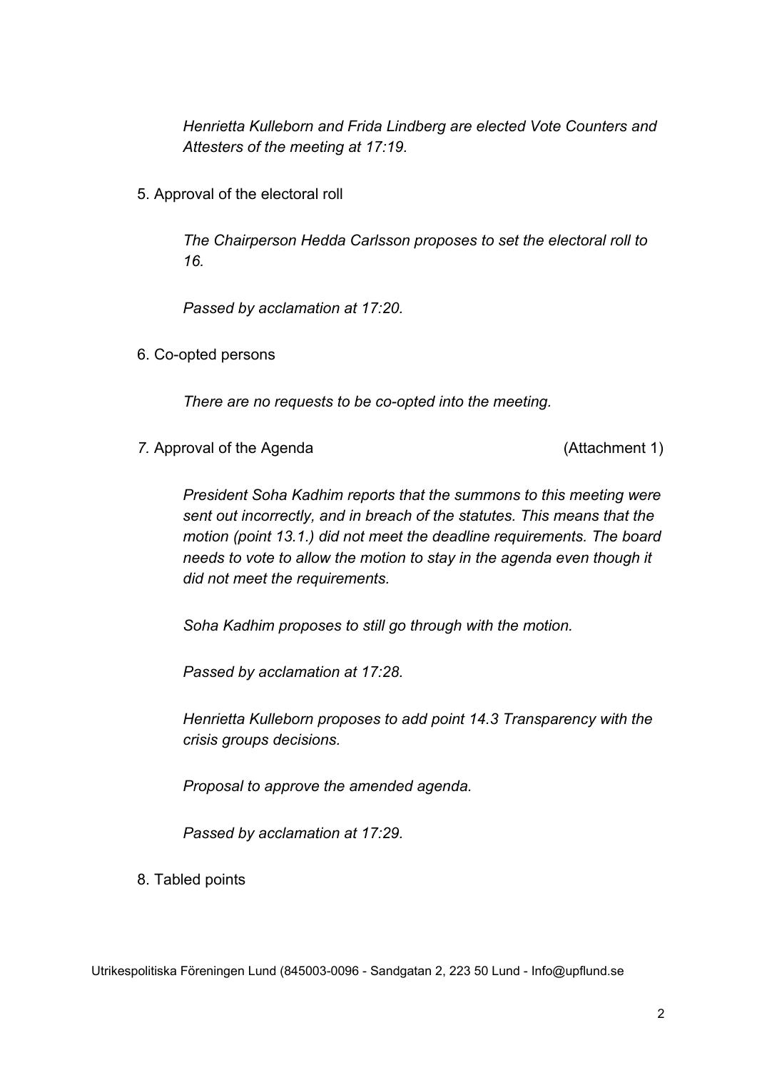*Henrietta Kulleborn and Frida Lindberg are elected Vote Counters and Attesters of the meeting at 17:19.*

5. Approval of the electoral roll

*The Chairperson Hedda Carlsson proposes to set the electoral roll to 16.*

*Passed by acclamation at 17:20.*

6. Co-opted persons

*There are no requests to be co-opted into the meeting.*

*7.* Approval of the Agenda (Attachment 1)

*President Soha Kadhim reports that the summons to this meeting were sent out incorrectly, and in breach of the statutes. This means that the motion (point 13.1.) did not meet the deadline requirements. The board needs to vote to allow the motion to stay in the agenda even though it did not meet the requirements.*

*Soha Kadhim proposes to still go through with the motion.*

*Passed by acclamation at 17:28.*

*Henrietta Kulleborn proposes to add point 14.3 Transparency with the crisis groups decisions.*

*Proposal to approve the amended agenda.*

*Passed by acclamation at 17:29.*

8. Tabled points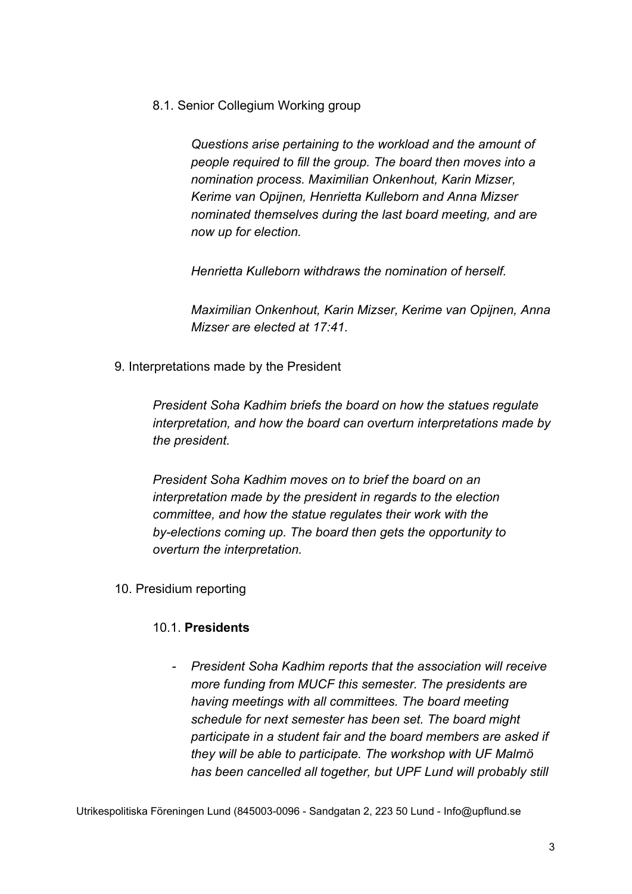8.1. Senior Collegium Working group

*Questions arise pertaining to the workload and the amount of people required to fill the group. The board then moves into a nomination process. Maximilian Onkenhout, Karin Mizser, Kerime van Opijnen, Henrietta Kulleborn and Anna Mizser nominated themselves during the last board meeting, and are now up for election.*

*Henrietta Kulleborn withdraws the nomination of herself.*

*Maximilian Onkenhout, Karin Mizser, Kerime van Opijnen, Anna Mizser are elected at 17:41.*

9. Interpretations made by the President

*President Soha Kadhim briefs the board on how the statues regulate interpretation, and how the board can overturn interpretations made by the president.*

*President Soha Kadhim moves on to brief the board on an interpretation made by the president in regards to the election committee, and how the statue regulates their work with the by-elections coming up. The board then gets the opportunity to overturn the interpretation.*

10. Presidium reporting

10.1. **Presidents**

- *President Soha Kadhim reports that the association will receive more funding from MUCF this semester. The presidents are having meetings with all committees. The board meeting schedule for next semester has been set. The board might participate in a student fair and the board members are asked if they will be able to participate. The workshop with UF Malmö has been cancelled all together, but UPF Lund will probably still*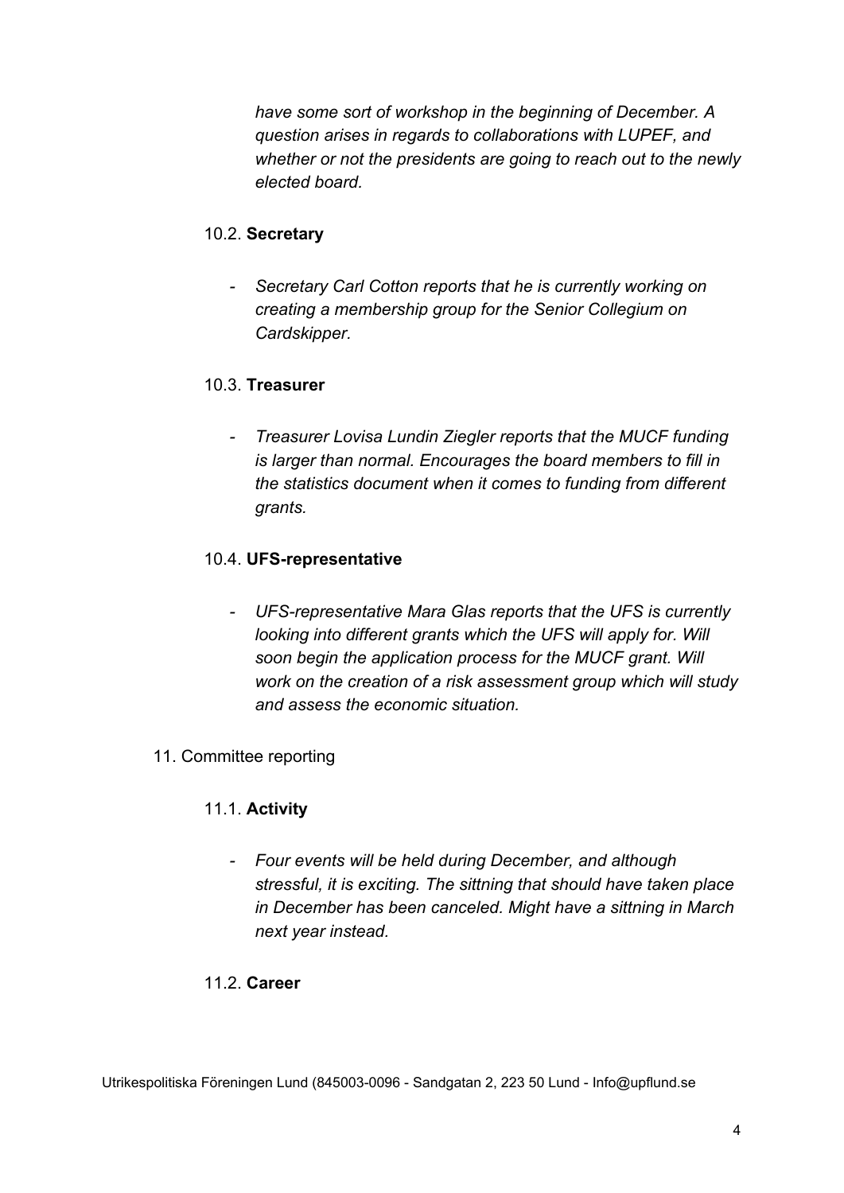*have some sort of workshop in the beginning of December. A question arises in regards to collaborations with LUPEF, and whether or not the presidents are going to reach out to the newly elected board.*

10.2. **Secretary**

- *Secretary Carl Cotton reports that he is currently working on creating a membership group for the Senior Collegium on Cardskipper.*

10.3. **Treasurer**

- *Treasurer Lovisa Lundin Ziegler reports that the MUCF funding is larger than normal. Encourages the board members to fill in the statistics document when it comes to funding from different grants.*

10.4. **UFS-representative**

- *UFS-representative Mara Glas reports that the UFS is currently looking into different grants which the UFS will apply for. Will soon begin the application process for the MUCF grant. Will work on the creation of a risk assessment group which will study and assess the economic situation.*

11. Committee reporting

11.1. **Activity**

- *Four events will be held during December, and although stressful, it is exciting. The sittning that should have taken place in December has been canceled. Might have a sittning in March next year instead.*

11.2. **Career**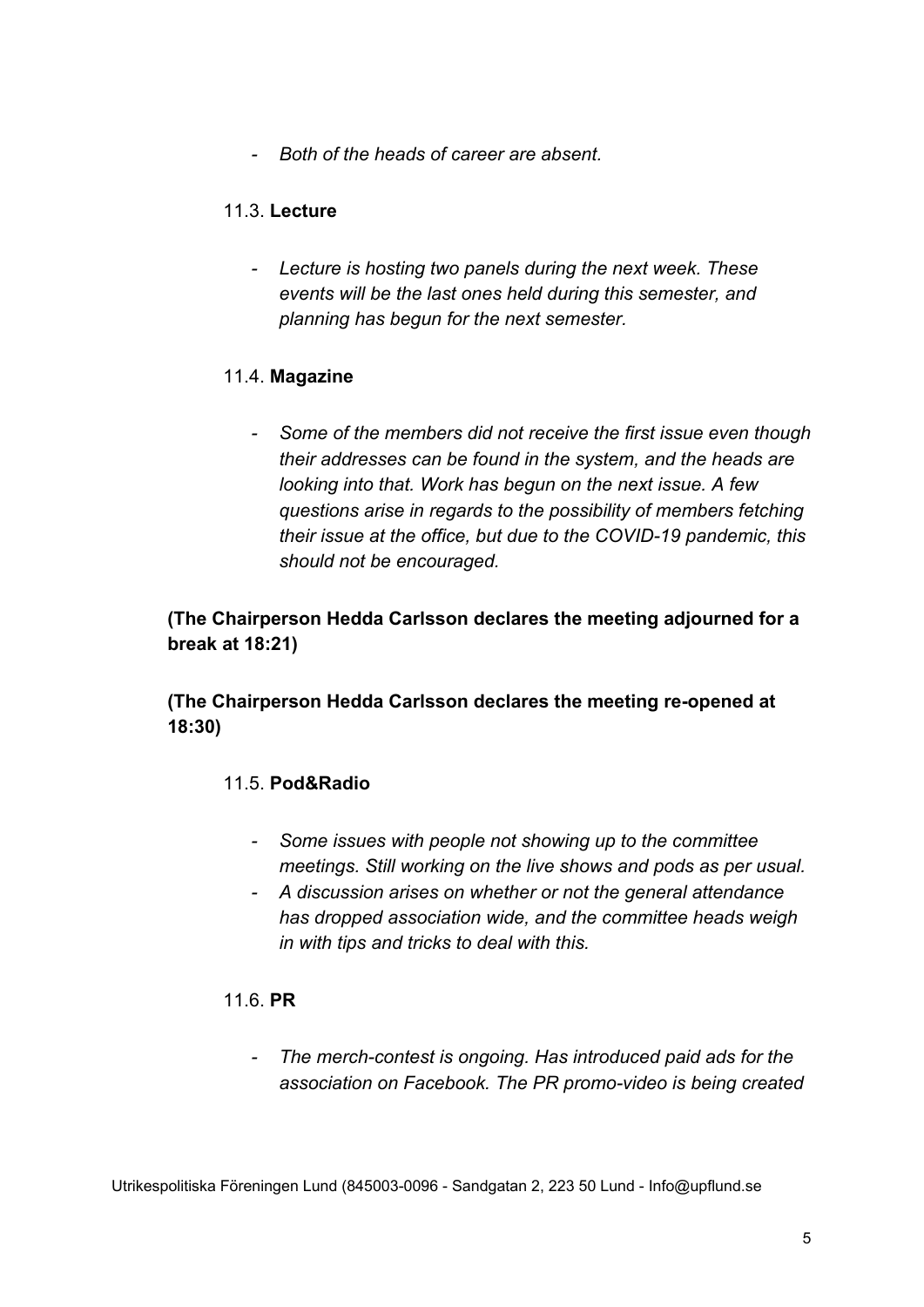- *Both of the heads of career are absent.*

11.3. **Lecture**

- *Lecture is hosting two panels during the next week. These events will be the last ones held during this semester, and planning has begun for the next semester.*

11.4. **Magazine**

- *Some of the members did not receive the first issue even though their addresses can be found in the system, and the heads are looking into that. Work has begun on the next issue. A few questions arise in regards to the possibility of members fetching their issue at the office, but due to the COVID-19 pandemic, this should not be encouraged.*

**(The Chairperson Hedda Carlsson declares the meeting adjourned for a break at 18:21)**

**(The Chairperson Hedda Carlsson declares the meeting re-opened at 18:30)**

11.5. **Pod&Radio**

- *Some issues with people not showing up to the committee meetings. Still working on the live shows and pods as per usual.*
- *A discussion arises on whether or not the general attendance has dropped association wide, and the committee heads weigh in with tips and tricks to deal with this.*

11.6. **PR**

- *The merch-contest is ongoing. Has introduced paid ads for the association on Facebook. The PR promo-video is being created*

Utrikespolitiska Föreningen Lund (845003-0096 - Sandgatan 2, 223 50 Lund - Info@upflund.se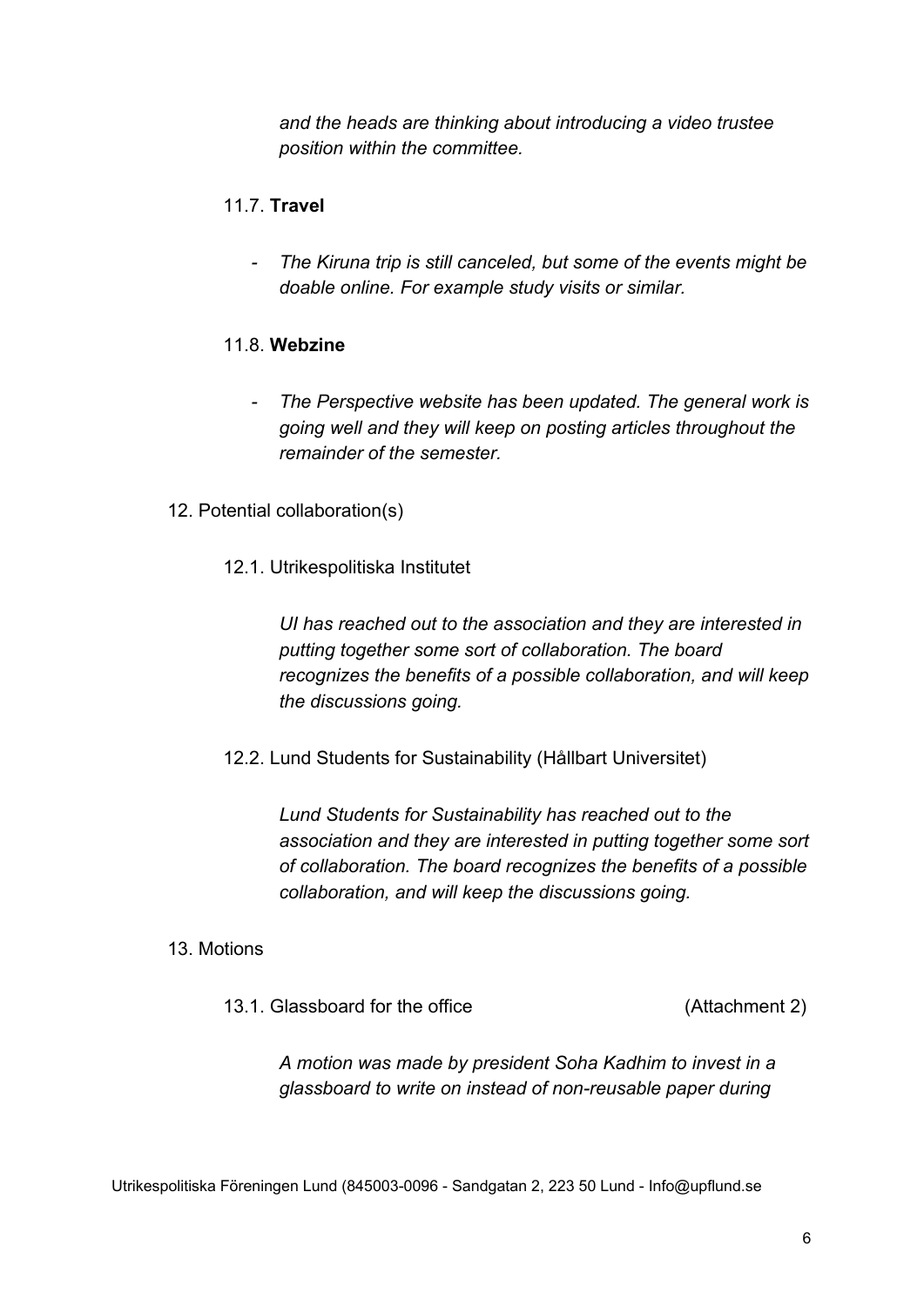*and the heads are thinking about introducing a video trustee position within the committee.*

11.7. **Travel**

- *The Kiruna trip is still canceled, but some of the events might be doable online. For example study visits or similar.*

11.8. **Webzine**

- *The Perspective website has been updated. The general work is going well and they will keep on posting articles throughout the remainder of the semester.*

12. Potential collaboration(s)

12.1. Utrikespolitiska Institutet

*UI has reached out to the association and they are interested in putting together some sort of collaboration. The board recognizes the benefits of a possible collaboration, and will keep the discussions going.*

12.2. Lund Students for Sustainability (Hållbart Universitet)

*Lund Students for Sustainability has reached out to the association and they are interested in putting together some sort of collaboration. The board recognizes the benefits of a possible collaboration, and will keep the discussions going.*

13. Motions

13.1. Glassboard for the office (Attachment 2)

*A motion was made by president Soha Kadhim to invest in a glassboard to write on instead of non-reusable paper during*

Utrikespolitiska Föreningen Lund (845003-0096 - Sandgatan 2, 223 50 Lund - Info@upflund.se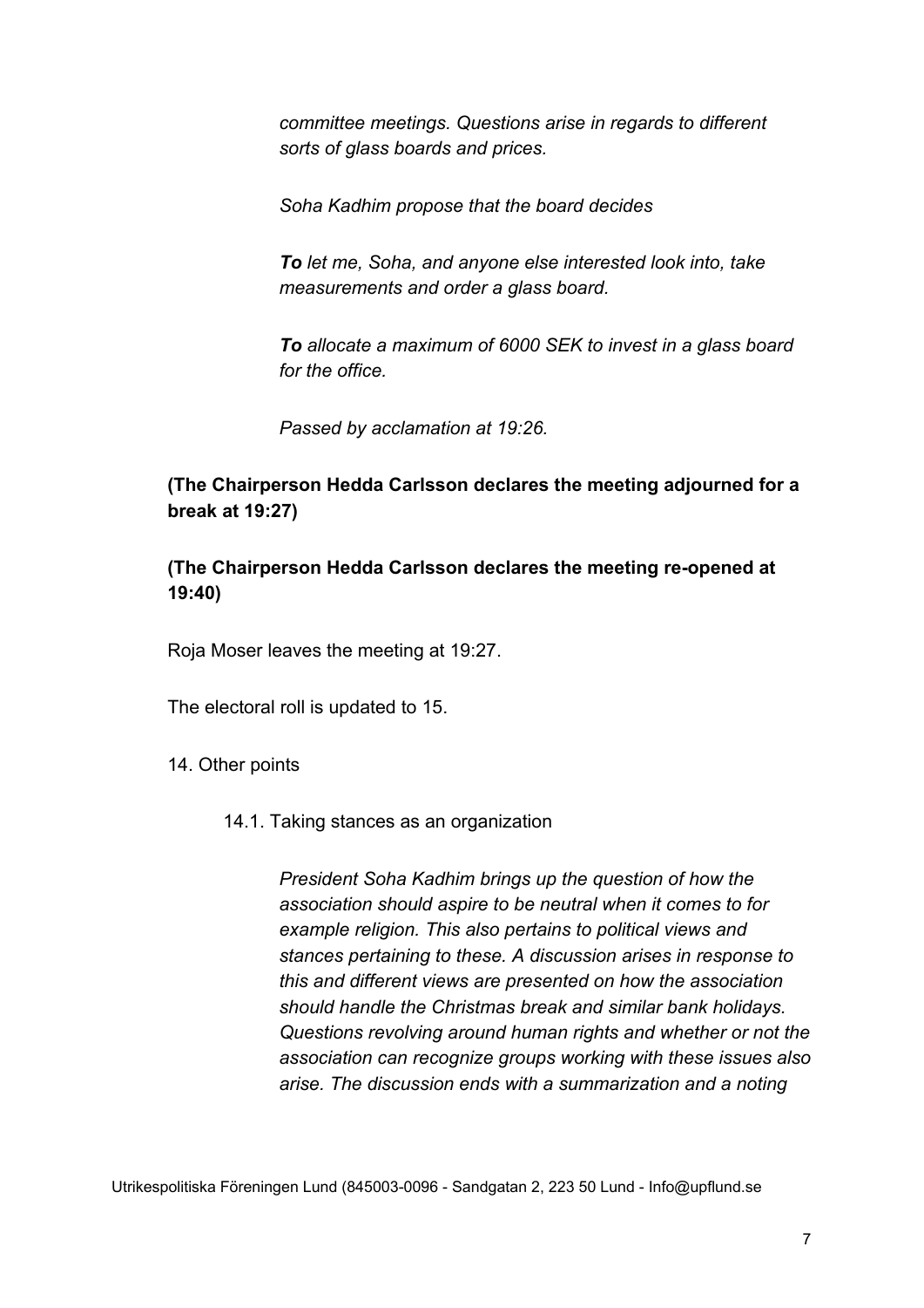*committee meetings. Questions arise in regards to different sorts of glass boards and prices.*

*Soha Kadhim propose that the board decides*

***To** let me, Soha, and anyone else interested look into, take measurements and order a glass board.*

***To** allocate a maximum of 6000 SEK to invest in a glass board for the office.*

*Passed by acclamation at 19:26.*

**(The Chairperson Hedda Carlsson declares the meeting adjourned for a break at 19:27)**

**(The Chairperson Hedda Carlsson declares the meeting re-opened at 19:40)**

Roja Moser leaves the meeting at 19:27.

The electoral roll is updated to 15.

14. Other points

14.1. Taking stances as an organization

*President Soha Kadhim brings up the question of how the association should aspire to be neutral when it comes to for example religion. This also pertains to political views and stances pertaining to these. A discussion arises in response to this and different views are presented on how the association should handle the Christmas break and similar bank holidays. Questions revolving around human rights and whether or not the association can recognize groups working with these issues also arise. The discussion ends with a summarization and a noting*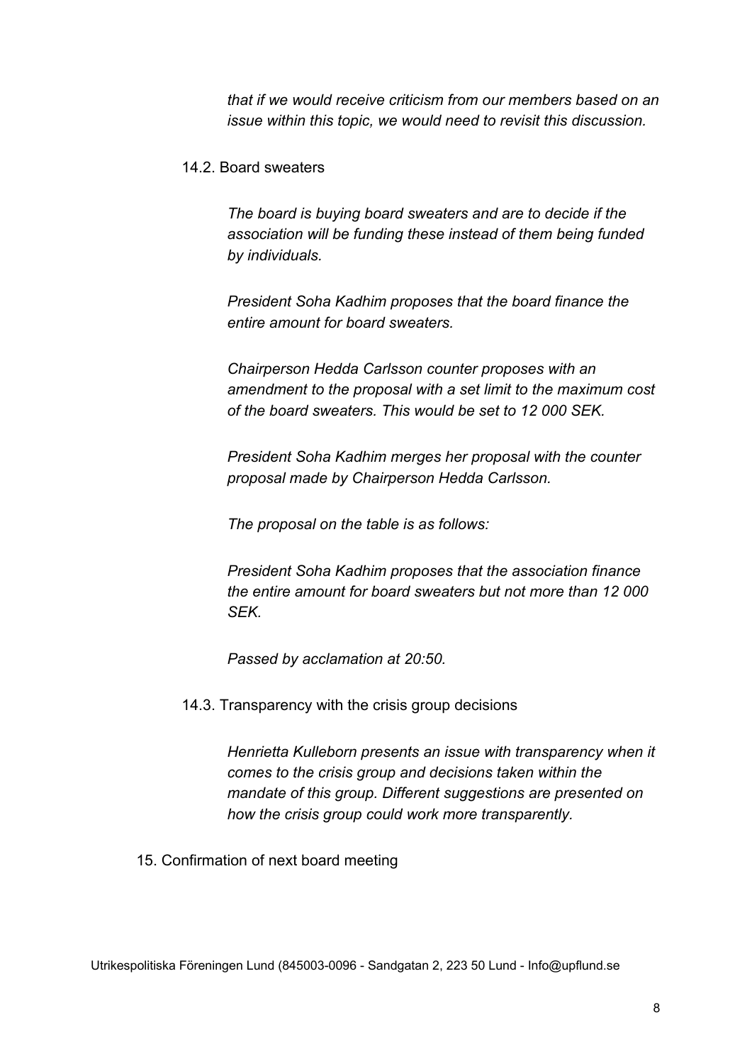*that if we would receive criticism from our members based on an issue within this topic, we would need to revisit this discussion.*

14.2. Board sweaters

*The board is buying board sweaters and are to decide if the association will be funding these instead of them being funded by individuals.*

*President Soha Kadhim proposes that the board finance the entire amount for board sweaters.*

*Chairperson Hedda Carlsson counter proposes with an amendment to the proposal with a set limit to the maximum cost of the board sweaters. This would be set to 12 000 SEK.*

*President Soha Kadhim merges her proposal with the counter proposal made by Chairperson Hedda Carlsson.*

*The proposal on the table is as follows:*

*President Soha Kadhim proposes that the association finance the entire amount for board sweaters but not more than 12 000 SEK.*

*Passed by acclamation at 20:50.*

14.3. Transparency with the crisis group decisions

*Henrietta Kulleborn presents an issue with transparency when it comes to the crisis group and decisions taken within the mandate of this group. Different suggestions are presented on how the crisis group could work more transparently.*

15. Confirmation of next board meeting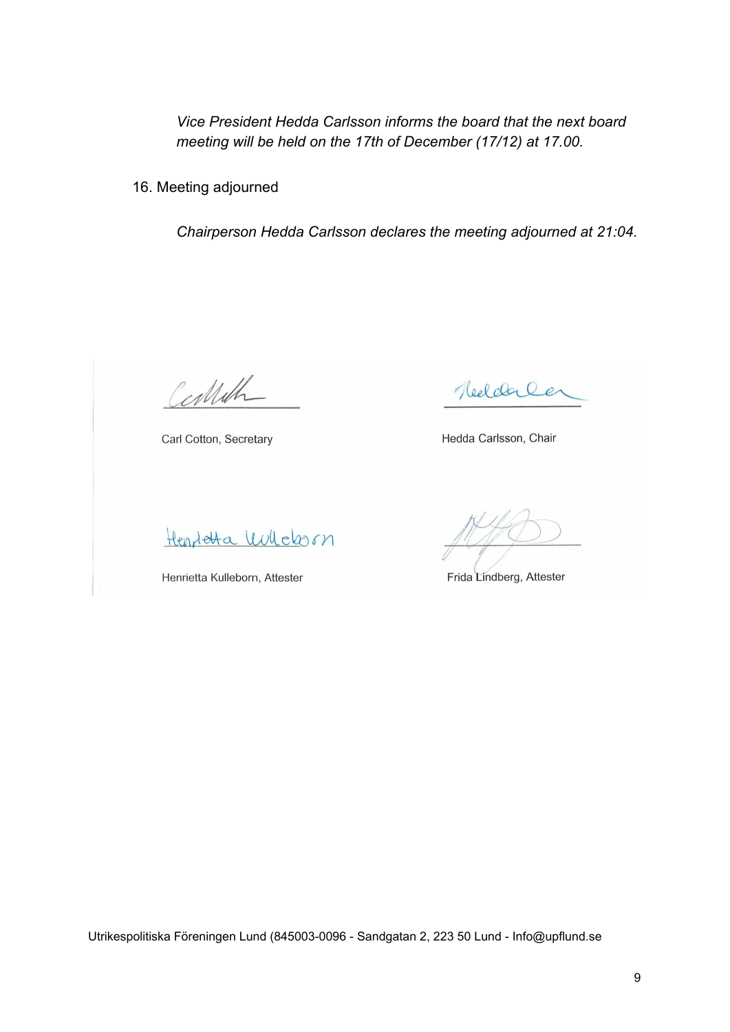*Vice President Hedda Carlsson informs the board that the next board meeting will be held on the 17th of December (17/12) at 17.00.*

16. Meeting adjourned

*Chairperson Hedda Carlsson declares the meeting adjourned at 21:04.*

| | |
|---|---|
| Carl Cotton, Secretary | Hedda Carlsson, Chair |
| Henrietta Kulleborn, Attester | Frida Lindberg, Attester |

Utrikespolitiska Föreningen Lund (845003-0096 - Sandgatan 2, 223 50 Lund - Info@upflund.se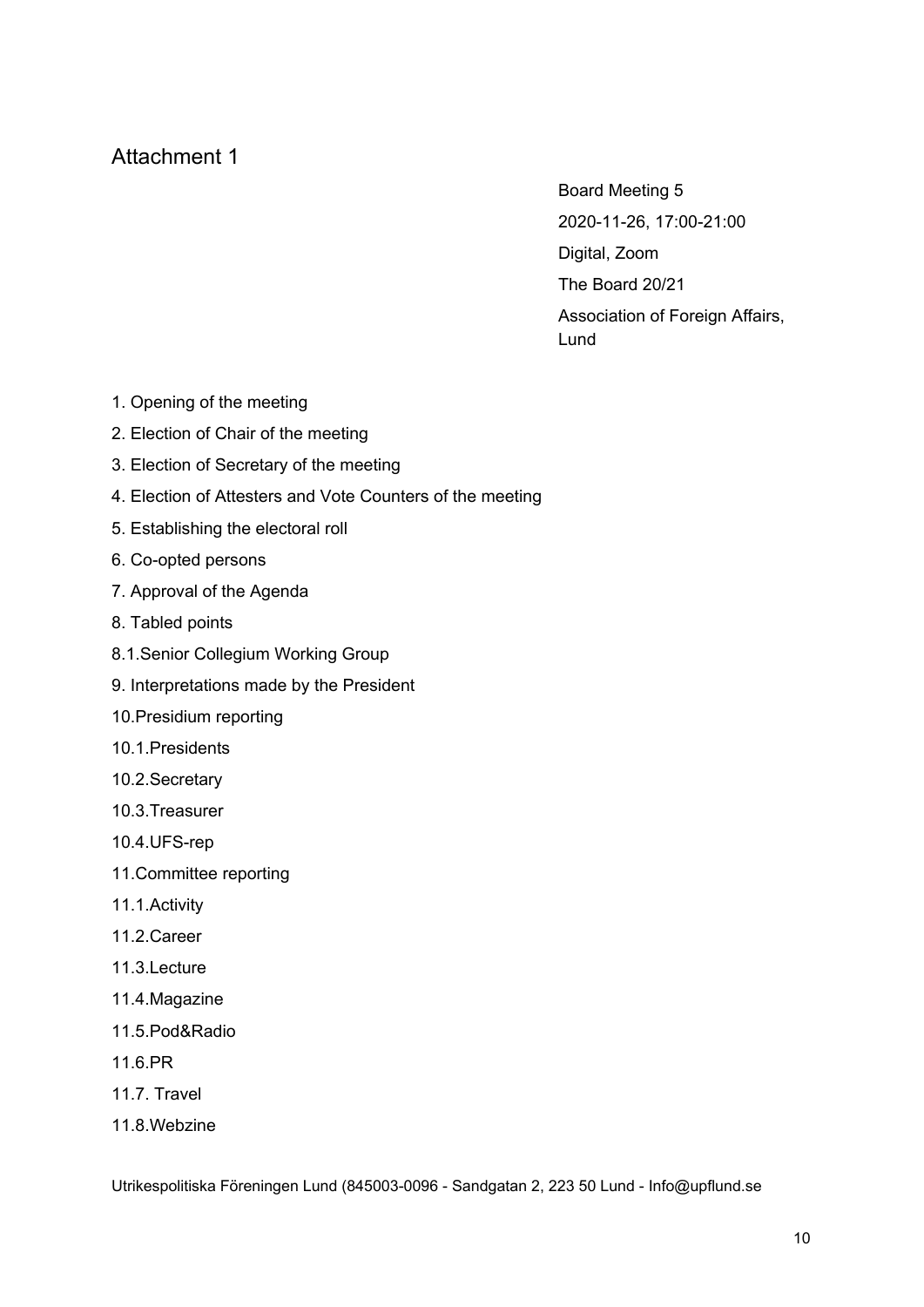# Attachment 1

Board Meeting 5

2020-11-26, 17:00-21:00

Digital, Zoom

The Board 20/21

Association of Foreign Affairs, Lund

1. Opening of the meeting
2. Election of Chair of the meeting
3. Election of Secretary of the meeting
4. Election of Attesters and Vote Counters of the meeting
5. Establishing the electoral roll
6. Co-opted persons
7. Approval of the Agenda
8. Tabled points

8.1.Senior Collegium Working Group

9. Interpretations made by the President

10.Presidium reporting

10.1.Presidents

10.2.Secretary

10.3.Treasurer

10.4.UFS-rep

11.Committee reporting

11.1.Activity

11.2.Career

11.3.Lecture

11.4.Magazine

11.5.Pod&Radio

11.6.PR

11.7. Travel

11.8.Webzine

Utrikespolitiska Föreningen Lund (845003-0096 - Sandgatan 2, 223 50 Lund - Info@upflund.se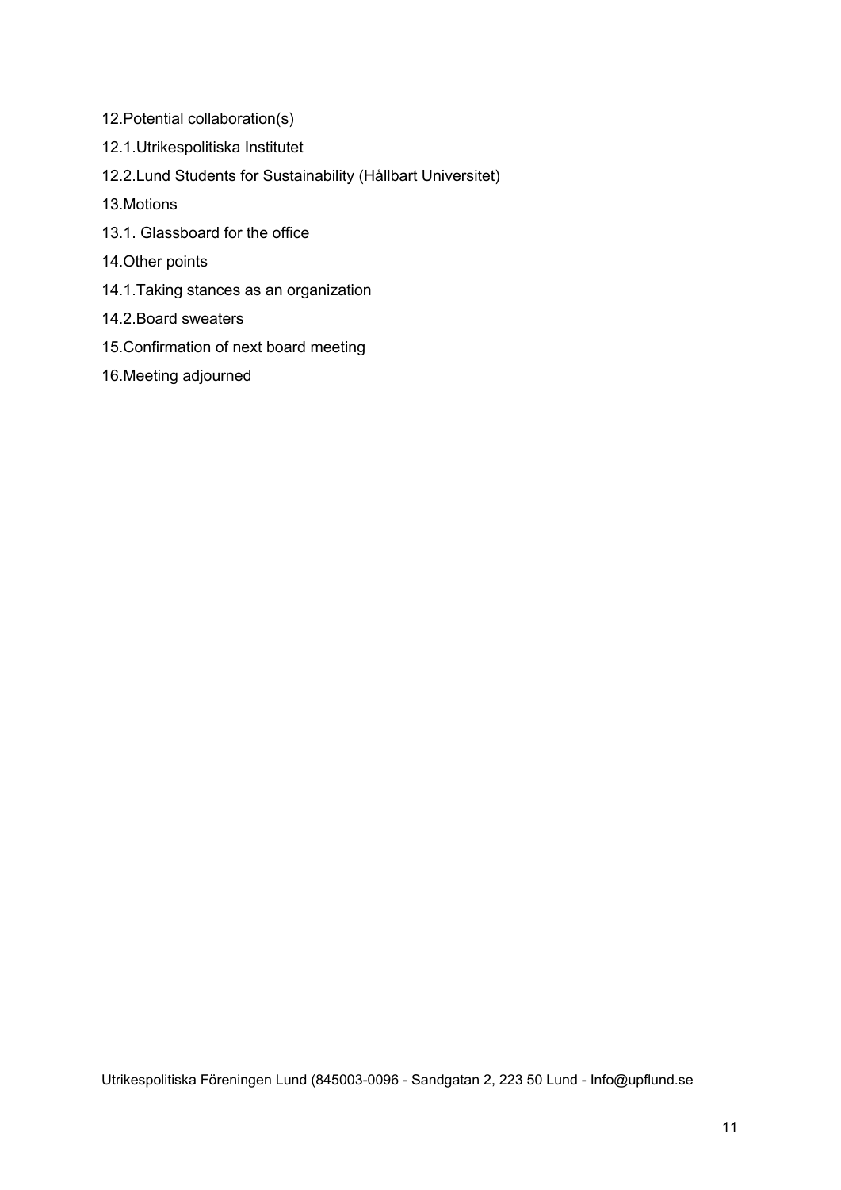12.Potential collaboration(s)

12.1.Utrikespolitiska Institutet

12.2.Lund Students for Sustainability (Hållbart Universitet)

13.Motions

13.1. Glassboard for the office

14.Other points

14.1.Taking stances as an organization

14.2.Board sweaters

15.Confirmation of next board meeting

16.Meeting adjourned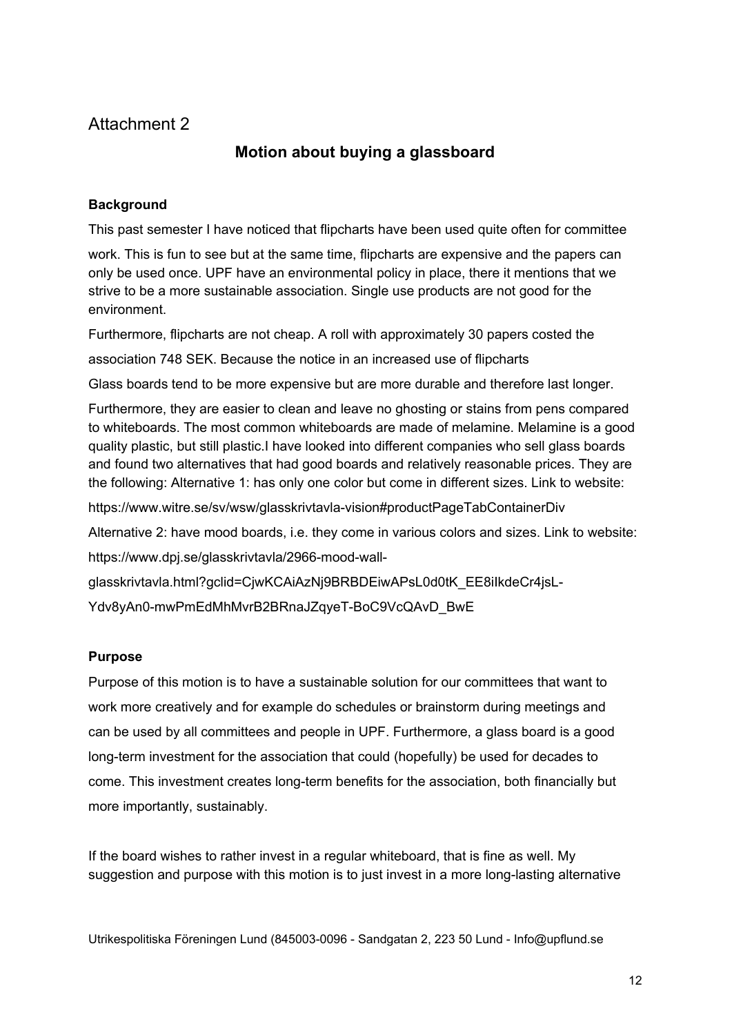Attachment 2

## Motion about buying a glassboard

**Background**

This past semester I have noticed that flipcharts have been used quite often for committee work. This is fun to see but at the same time, flipcharts are expensive and the papers can only be used once. UPF have an environmental policy in place, there it mentions that we strive to be a more sustainable association. Single use products are not good for the environment.

Furthermore, flipcharts are not cheap. A roll with approximately 30 papers costed the association 748 SEK. Because the notice in an increased use of flipcharts

Glass boards tend to be more expensive but are more durable and therefore last longer.

Furthermore, they are easier to clean and leave no ghosting or stains from pens compared to whiteboards. The most common whiteboards are made of melamine. Melamine is a good quality plastic, but still plastic.I have looked into different companies who sell glass boards and found two alternatives that had good boards and relatively reasonable prices. They are the following: Alternative 1: has only one color but come in different sizes. Link to website:

https://www.witre.se/sv/wsw/glasskrivtavla-vision#productPageTabContainerDiv

Alternative 2: have mood boards, i.e. they come in various colors and sizes. Link to website:

https://www.dpj.se/glasskrivtavla/2966-mood-wall-glasskrivtavla.html?gclid=CjwKCAiAzNj9BRBDEiwAPsL0d0tK_EE8iIkdeCr4jsL-Ydv8yAn0-mwPmEdMhMvrB2BRnaJZqyeT-BoC9VcQAvD_BwE

**Purpose**

Purpose of this motion is to have a sustainable solution for our committees that want to work more creatively and for example do schedules or brainstorm during meetings and can be used by all committees and people in UPF. Furthermore, a glass board is a good long-term investment for the association that could (hopefully) be used for decades to come. This investment creates long-term benefits for the association, both financially but more importantly, sustainably.

If the board wishes to rather invest in a regular whiteboard, that is fine as well. My suggestion and purpose with this motion is to just invest in a more long-lasting alternative

Utrikespolitiska Föreningen Lund (845003-0096 - Sandgatan 2, 223 50 Lund - Info@upflund.se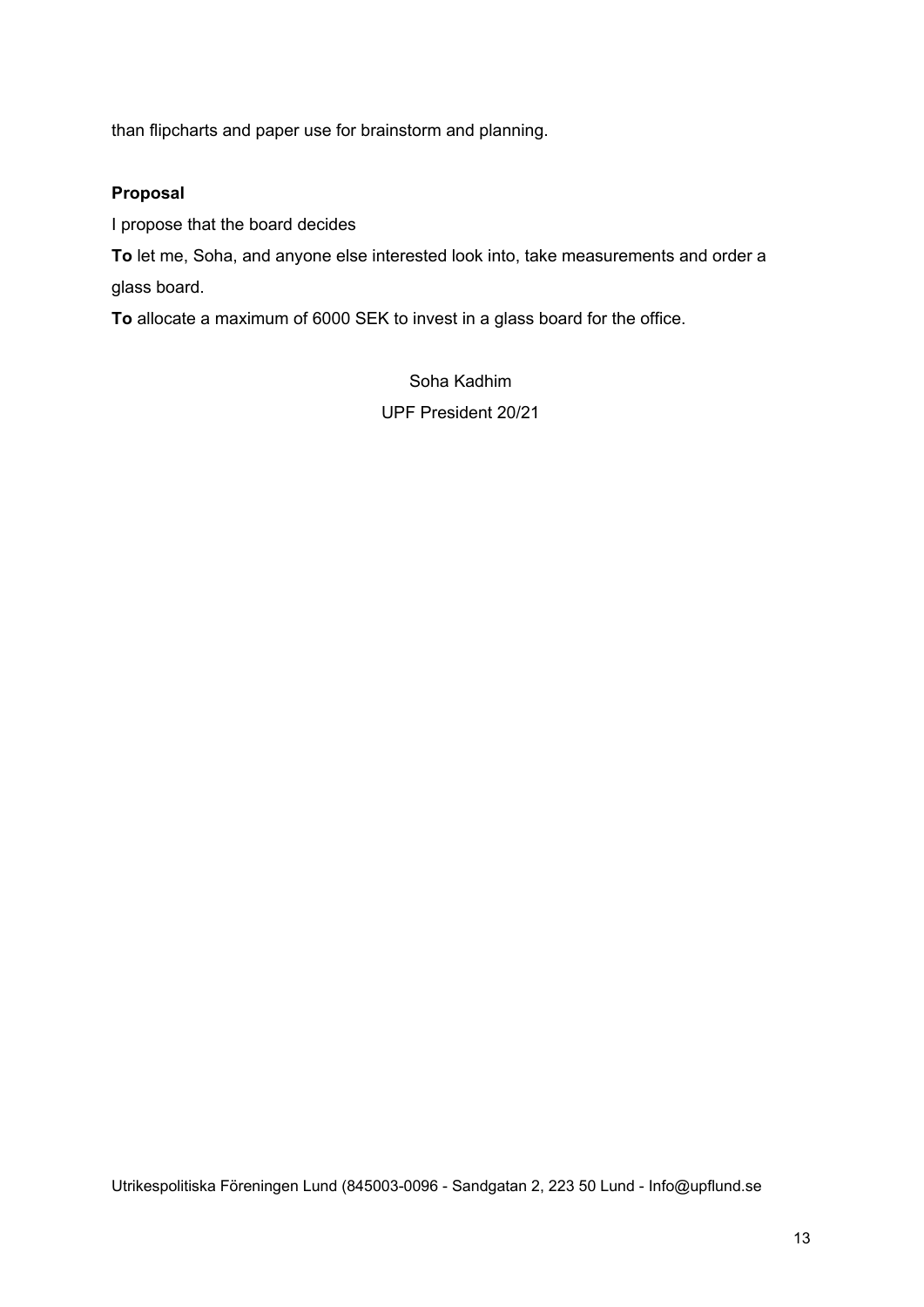than flipcharts and paper use for brainstorm and planning.

**Proposal**

I propose that the board decides

**To** let me, Soha, and anyone else interested look into, take measurements and order a glass board.

**To** allocate a maximum of 6000 SEK to invest in a glass board for the office.

Soha Kadhim

UPF President 20/21

Utrikespolitiska Föreningen Lund (845003-0096 - Sandgatan 2, 223 50 Lund - Info@upflund.se